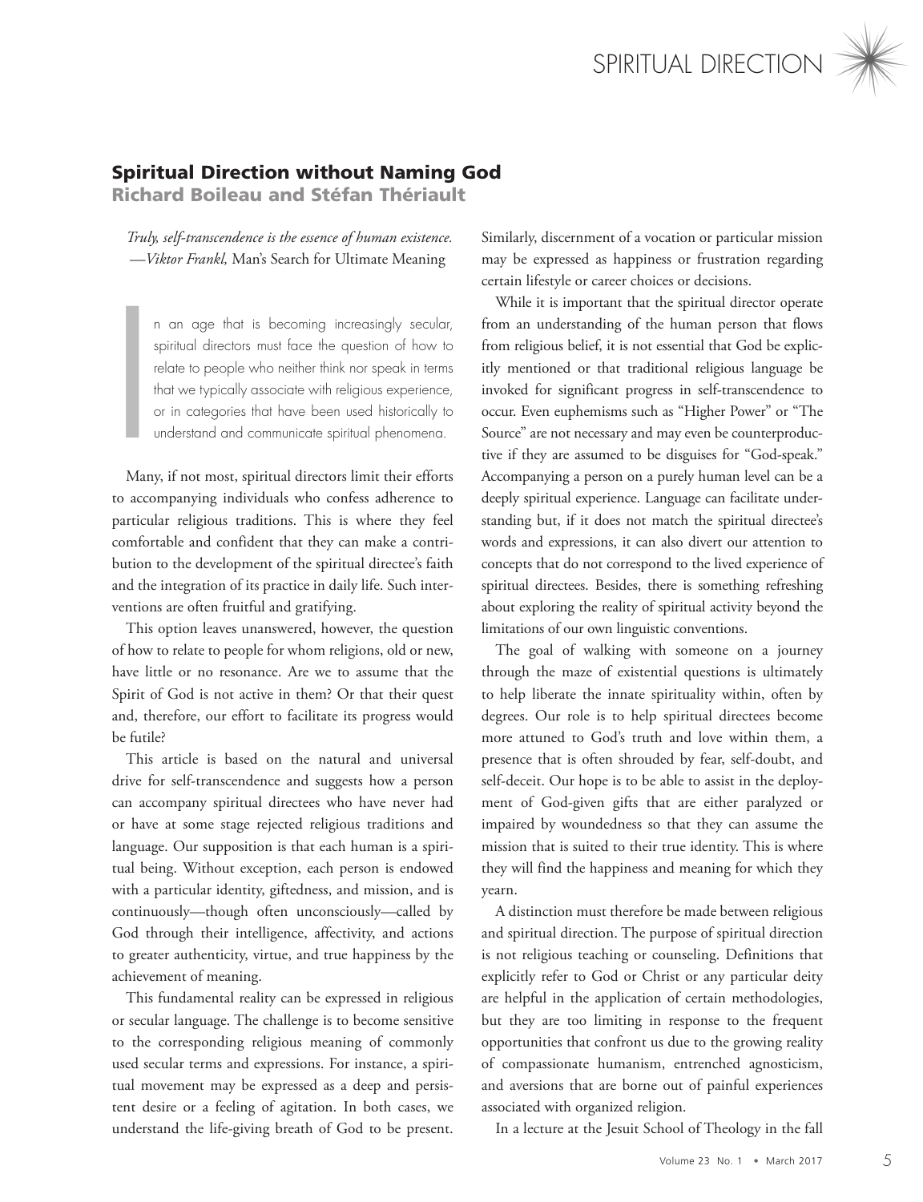# Spiritual Direction without Naming God

## Richard Boileau and Stéfan Thériault

*Truly, self-transcendence is the essence of human existence.*
*—Viktor Frankl,* Man's Search for Ultimate Meaning

In an age that is becoming increasingly secular, spiritual directors must face the question of how to relate to people who neither think nor speak in terms that we typically associate with religious experience, or in categories that have been used historically to understand and communicate spiritual phenomena.

Many, if not most, spiritual directors limit their efforts to accompanying individuals who confess adherence to particular religious traditions. This is where they feel comfortable and confident that they can make a contribution to the development of the spiritual directee's faith and the integration of its practice in daily life. Such interventions are often fruitful and gratifying.

This option leaves unanswered, however, the question of how to relate to people for whom religions, old or new, have little or no resonance. Are we to assume that the Spirit of God is not active in them? Or that their quest and, therefore, our effort to facilitate its progress would be futile?

This article is based on the natural and universal drive for self-transcendence and suggests how a person can accompany spiritual directees who have never had or have at some stage rejected religious traditions and language. Our supposition is that each human is a spiritual being. Without exception, each person is endowed with a particular identity, giftedness, and mission, and is continuously—though often unconsciously—called by God through their intelligence, affectivity, and actions to greater authenticity, virtue, and true happiness by the achievement of meaning.

This fundamental reality can be expressed in religious or secular language. The challenge is to become sensitive to the corresponding religious meaning of commonly used secular terms and expressions. For instance, a spiritual movement may be expressed as a deep and persistent desire or a feeling of agitation. In both cases, we understand the life-giving breath of God to be present. Similarly, discernment of a vocation or particular mission may be expressed as happiness or frustration regarding certain lifestyle or career choices or decisions.

While it is important that the spiritual director operate from an understanding of the human person that flows from religious belief, it is not essential that God be explicitly mentioned or that traditional religious language be invoked for significant progress in self-transcendence to occur. Even euphemisms such as "Higher Power" or "The Source" are not necessary and may even be counterproductive if they are assumed to be disguises for "God-speak." Accompanying a person on a purely human level can be a deeply spiritual experience. Language can facilitate understanding but, if it does not match the spiritual directee's words and expressions, it can also divert our attention to concepts that do not correspond to the lived experience of spiritual directees. Besides, there is something refreshing about exploring the reality of spiritual activity beyond the limitations of our own linguistic conventions.

The goal of walking with someone on a journey through the maze of existential questions is ultimately to help liberate the innate spirituality within, often by degrees. Our role is to help spiritual directees become more attuned to God's truth and love within them, a presence that is often shrouded by fear, self-doubt, and self-deceit. Our hope is to be able to assist in the deployment of God-given gifts that are either paralyzed or impaired by woundedness so that they can assume the mission that is suited to their true identity. This is where they will find the happiness and meaning for which they yearn.

A distinction must therefore be made between religious and spiritual direction. The purpose of spiritual direction is not religious teaching or counseling. Definitions that explicitly refer to God or Christ or any particular deity are helpful in the application of certain methodologies, but they are too limiting in response to the frequent opportunities that confront us due to the growing reality of compassionate humanism, entrenched agnosticism, and aversions that are borne out of painful experiences associated with organized religion.

In a lecture at the Jesuit School of Theology in the fall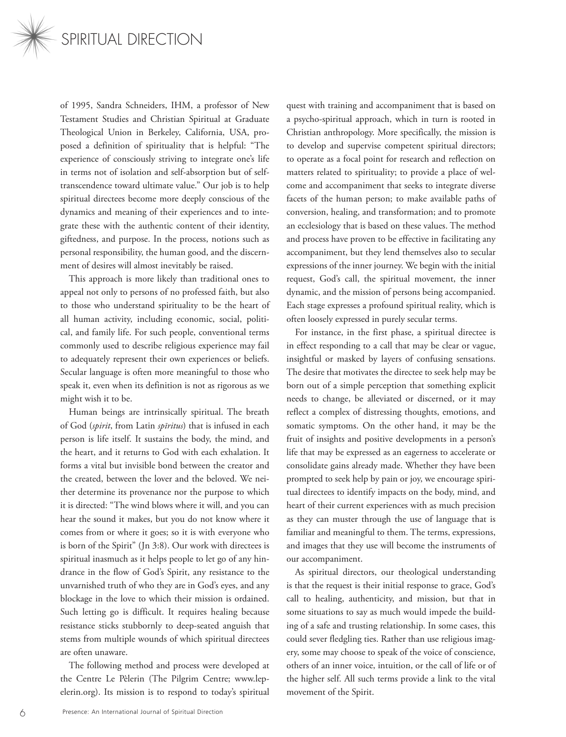of 1995, Sandra Schneiders, IHM, a professor of New Testament Studies and Christian Spiritual at Graduate Theological Union in Berkeley, California, USA, proposed a definition of spirituality that is helpful: "The experience of consciously striving to integrate one's life in terms not of isolation and self-absorption but of self-transcendence toward ultimate value." Our job is to help spiritual directees become more deeply conscious of the dynamics and meaning of their experiences and to integrate these with the authentic content of their identity, giftedness, and purpose. In the process, notions such as personal responsibility, the human good, and the discernment of desires will almost inevitably be raised.

This approach is more likely than traditional ones to appeal not only to persons of no professed faith, but also to those who understand spirituality to be the heart of all human activity, including economic, social, political, and family life. For such people, conventional terms commonly used to describe religious experience may fail to adequately represent their own experiences or beliefs. Secular language is often more meaningful to those who speak it, even when its definition is not as rigorous as we might wish it to be.

Human beings are intrinsically spiritual. The breath of God (*spirit*, from Latin *spīritus*) that is infused in each person is life itself. It sustains the body, the mind, and the heart, and it returns to God with each exhalation. It forms a vital but invisible bond between the creator and the created, between the lover and the beloved. We neither determine its provenance nor the purpose to which it is directed: "The wind blows where it will, and you can hear the sound it makes, but you do not know where it comes from or where it goes; so it is with everyone who is born of the Spirit" (Jn 3:8). Our work with directees is spiritual inasmuch as it helps people to let go of any hindrance in the flow of God's Spirit, any resistance to the unvarnished truth of who they are in God's eyes, and any blockage in the love to which their mission is ordained. Such letting go is difficult. It requires healing because resistance sticks stubbornly to deep-seated anguish that stems from multiple wounds of which spiritual directees are often unaware.

The following method and process were developed at the Centre Le Pèlerin (The Pilgrim Centre; www.lepelerin.org). Its mission is to respond to today's spiritual quest with training and accompaniment that is based on a psycho-spiritual approach, which in turn is rooted in Christian anthropology. More specifically, the mission is to develop and supervise competent spiritual directors; to operate as a focal point for research and reflection on matters related to spirituality; to provide a place of welcome and accompaniment that seeks to integrate diverse facets of the human person; to make available paths of conversion, healing, and transformation; and to promote an ecclesiology that is based on these values. The method and process have proven to be effective in facilitating any accompaniment, but they lend themselves also to secular expressions of the inner journey. We begin with the initial request, God's call, the spiritual movement, the inner dynamic, and the mission of persons being accompanied. Each stage expresses a profound spiritual reality, which is often loosely expressed in purely secular terms.

For instance, in the first phase, a spiritual directee is in effect responding to a call that may be clear or vague, insightful or masked by layers of confusing sensations. The desire that motivates the directee to seek help may be born out of a simple perception that something explicit needs to change, be alleviated or discerned, or it may reflect a complex of distressing thoughts, emotions, and somatic symptoms. On the other hand, it may be the fruit of insights and positive developments in a person's life that may be expressed as an eagerness to accelerate or consolidate gains already made. Whether they have been prompted to seek help by pain or joy, we encourage spiritual directees to identify impacts on the body, mind, and heart of their current experiences with as much precision as they can muster through the use of language that is familiar and meaningful to them. The terms, expressions, and images that they use will become the instruments of our accompaniment.

As spiritual directors, our theological understanding is that the request is their initial response to grace, God's call to healing, authenticity, and mission, but that in some situations to say as much would impede the building of a safe and trusting relationship. In some cases, this could sever fledgling ties. Rather than use religious imagery, some may choose to speak of the voice of conscience, others of an inner voice, intuition, or the call of life or of the higher self. All such terms provide a link to the vital movement of the Spirit.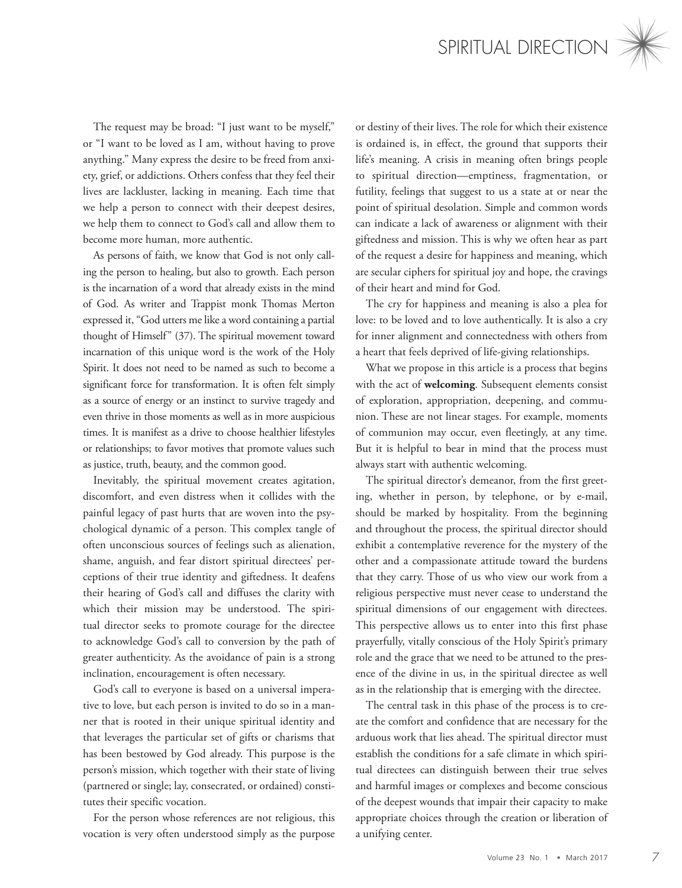The request may be broad: "I just want to be myself," or "I want to be loved as I am, without having to prove anything." Many express the desire to be freed from anxiety, grief, or addictions. Others confess that they feel their lives are lackluster, lacking in meaning. Each time that we help a person to connect with their deepest desires, we help them to connect to God's call and allow them to become more human, more authentic.

As persons of faith, we know that God is not only calling the person to healing, but also to growth. Each person is the incarnation of a word that already exists in the mind of God. As writer and Trappist monk Thomas Merton expressed it, "God utters me like a word containing a partial thought of Himself" (37). The spiritual movement toward incarnation of this unique word is the work of the Holy Spirit. It does not need to be named as such to become a significant force for transformation. It is often felt simply as a source of energy or an instinct to survive tragedy and even thrive in those moments as well as in more auspicious times. It is manifest as a drive to choose healthier lifestyles or relationships; to favor motives that promote values such as justice, truth, beauty, and the common good.

Inevitably, the spiritual movement creates agitation, discomfort, and even distress when it collides with the painful legacy of past hurts that are woven into the psychological dynamic of a person. This complex tangle of often unconscious sources of feelings such as alienation, shame, anguish, and fear distort spiritual directees' perceptions of their true identity and giftedness. It deafens their hearing of God's call and diffuses the clarity with which their mission may be understood. The spiritual director seeks to promote courage for the directee to acknowledge God's call to conversion by the path of greater authenticity. As the avoidance of pain is a strong inclination, encouragement is often necessary.

God's call to everyone is based on a universal imperative to love, but each person is invited to do so in a manner that is rooted in their unique spiritual identity and that leverages the particular set of gifts or charisms that has been bestowed by God already. This purpose is the person's mission, which together with their state of living (partnered or single; lay, consecrated, or ordained) constitutes their specific vocation.

For the person whose references are not religious, this vocation is very often understood simply as the purpose or destiny of their lives. The role for which their existence is ordained is, in effect, the ground that supports their life's meaning. A crisis in meaning often brings people to spiritual direction—emptiness, fragmentation, or futility, feelings that suggest to us a state at or near the point of spiritual desolation. Simple and common words can indicate a lack of awareness or alignment with their giftedness and mission. This is why we often hear as part of the request a desire for happiness and meaning, which are secular ciphers for spiritual joy and hope, the cravings of their heart and mind for God.

The cry for happiness and meaning is also a plea for love: to be loved and to love authentically. It is also a cry for inner alignment and connectedness with others from a heart that feels deprived of life-giving relationships.

What we propose in this article is a process that begins with the act of **welcoming**. Subsequent elements consist of exploration, appropriation, deepening, and communion. These are not linear stages. For example, moments of communion may occur, even fleetingly, at any time. But it is helpful to bear in mind that the process must always start with authentic welcoming.

The spiritual director's demeanor, from the first greeting, whether in person, by telephone, or by e-mail, should be marked by hospitality. From the beginning and throughout the process, the spiritual director should exhibit a contemplative reverence for the mystery of the other and a compassionate attitude toward the burdens that they carry. Those of us who view our work from a religious perspective must never cease to understand the spiritual dimensions of our engagement with directees. This perspective allows us to enter into this first phase prayerfully, vitally conscious of the Holy Spirit's primary role and the grace that we need to be attuned to the presence of the divine in us, in the spiritual directee as well as in the relationship that is emerging with the directee.

The central task in this phase of the process is to create the comfort and confidence that are necessary for the arduous work that lies ahead. The spiritual director must establish the conditions for a safe climate in which spiritual directees can distinguish between their true selves and harmful images or complexes and become conscious of the deepest wounds that impair their capacity to make appropriate choices through the creation or liberation of a unifying center.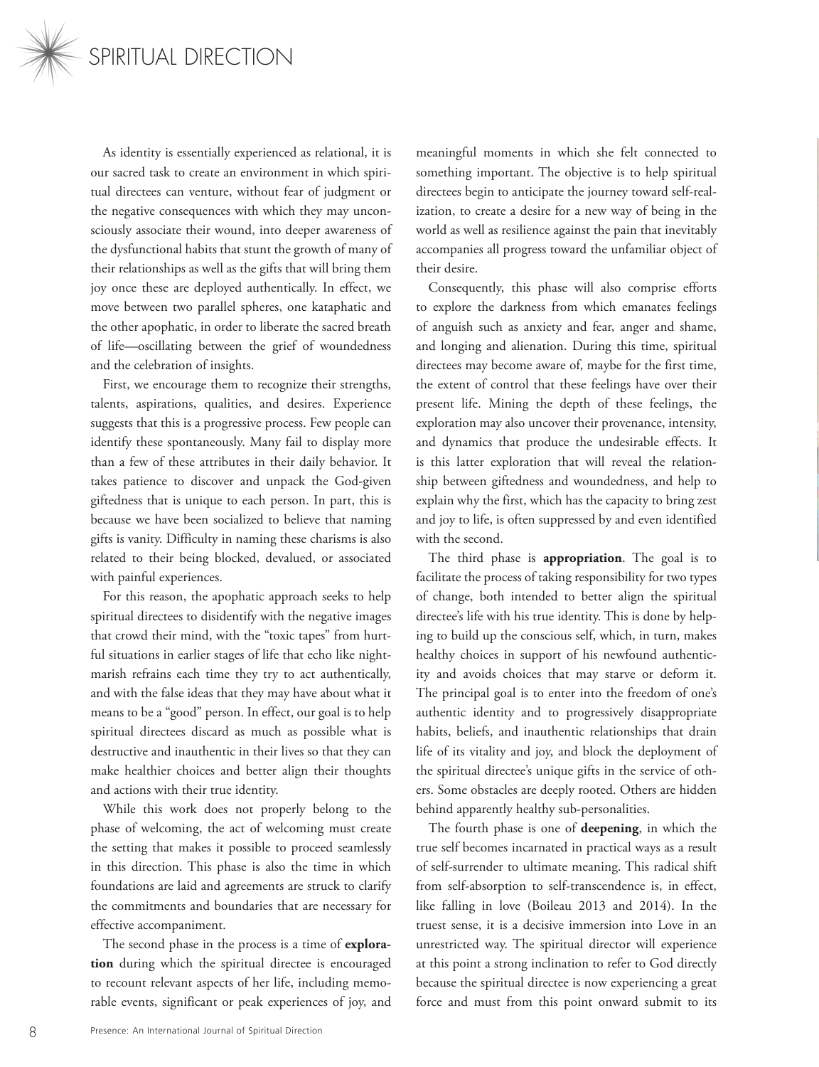As identity is essentially experienced as relational, it is our sacred task to create an environment in which spiritual directees can venture, without fear of judgment or the negative consequences with which they may unconsciously associate their wound, into deeper awareness of the dysfunctional habits that stunt the growth of many of their relationships as well as the gifts that will bring them joy once these are deployed authentically. In effect, we move between two parallel spheres, one kataphatic and the other apophatic, in order to liberate the sacred breath of life—oscillating between the grief of woundedness and the celebration of insights.

First, we encourage them to recognize their strengths, talents, aspirations, qualities, and desires. Experience suggests that this is a progressive process. Few people can identify these spontaneously. Many fail to display more than a few of these attributes in their daily behavior. It takes patience to discover and unpack the God-given giftedness that is unique to each person. In part, this is because we have been socialized to believe that naming gifts is vanity. Difficulty in naming these charisms is also related to their being blocked, devalued, or associated with painful experiences.

For this reason, the apophatic approach seeks to help spiritual directees to disidentify with the negative images that crowd their mind, with the "toxic tapes" from hurtful situations in earlier stages of life that echo like nightmarish refrains each time they try to act authentically, and with the false ideas that they may have about what it means to be a "good" person. In effect, our goal is to help spiritual directees discard as much as possible what is destructive and inauthentic in their lives so that they can make healthier choices and better align their thoughts and actions with their true identity.

While this work does not properly belong to the phase of welcoming, the act of welcoming must create the setting that makes it possible to proceed seamlessly in this direction. This phase is also the time in which foundations are laid and agreements are struck to clarify the commitments and boundaries that are necessary for effective accompaniment.

The second phase in the process is a time of **exploration** during which the spiritual directee is encouraged to recount relevant aspects of her life, including memorable events, significant or peak experiences of joy, and meaningful moments in which she felt connected to something important. The objective is to help spiritual directees begin to anticipate the journey toward self-realization, to create a desire for a new way of being in the world as well as resilience against the pain that inevitably accompanies all progress toward the unfamiliar object of their desire.

Consequently, this phase will also comprise efforts to explore the darkness from which emanates feelings of anguish such as anxiety and fear, anger and shame, and longing and alienation. During this time, spiritual directees may become aware of, maybe for the first time, the extent of control that these feelings have over their present life. Mining the depth of these feelings, the exploration may also uncover their provenance, intensity, and dynamics that produce the undesirable effects. It is this latter exploration that will reveal the relationship between giftedness and woundedness, and help to explain why the first, which has the capacity to bring zest and joy to life, is often suppressed by and even identified with the second.

The third phase is **appropriation**. The goal is to facilitate the process of taking responsibility for two types of change, both intended to better align the spiritual directee's life with his true identity. This is done by helping to build up the conscious self, which, in turn, makes healthy choices in support of his newfound authenticity and avoids choices that may starve or deform it. The principal goal is to enter into the freedom of one's authentic identity and to progressively disappropriate habits, beliefs, and inauthentic relationships that drain life of its vitality and joy, and block the deployment of the spiritual directee's unique gifts in the service of others. Some obstacles are deeply rooted. Others are hidden behind apparently healthy sub-personalities.

The fourth phase is one of **deepening**, in which the true self becomes incarnated in practical ways as a result of self-surrender to ultimate meaning. This radical shift from self-absorption to self-transcendence is, in effect, like falling in love (Boileau 2013 and 2014). In the truest sense, it is a decisive immersion into Love in an unrestricted way. The spiritual director will experience at this point a strong inclination to refer to God directly because the spiritual directee is now experiencing a great force and must from this point onward submit to its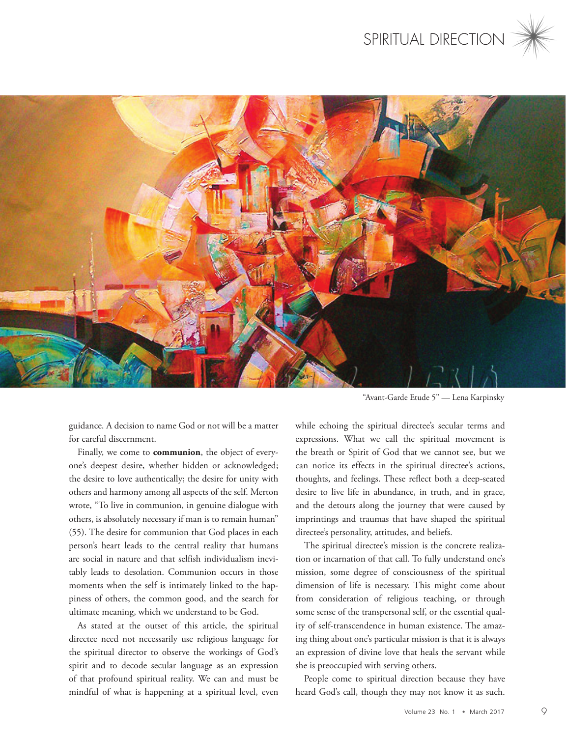"Avant-Garde Etude 5" — Lena Karpinsky

guidance. A decision to name God or not will be a matter for careful discernment.

Finally, we come to **communion**, the object of everyone's deepest desire, whether hidden or acknowledged; the desire to love authentically; the desire for unity with others and harmony among all aspects of the self. Merton wrote, "To live in communion, in genuine dialogue with others, is absolutely necessary if man is to remain human" (55). The desire for communion that God places in each person's heart leads to the central reality that humans are social in nature and that selfish individualism inevitably leads to desolation. Communion occurs in those moments when the self is intimately linked to the happiness of others, the common good, and the search for ultimate meaning, which we understand to be God.

As stated at the outset of this article, the spiritual directee need not necessarily use religious language for the spiritual director to observe the workings of God's spirit and to decode secular language as an expression of that profound spiritual reality. We can and must be mindful of what is happening at a spiritual level, even while echoing the spiritual directee's secular terms and expressions. What we call the spiritual movement is the breath or Spirit of God that we cannot see, but we can notice its effects in the spiritual directee's actions, thoughts, and feelings. These reflect both a deep-seated desire to live life in abundance, in truth, and in grace, and the detours along the journey that were caused by imprintings and traumas that have shaped the spiritual directee's personality, attitudes, and beliefs.

The spiritual directee's mission is the concrete realization or incarnation of that call. To fully understand one's mission, some degree of consciousness of the spiritual dimension of life is necessary. This might come about from consideration of religious teaching, or through some sense of the transpersonal self, or the essential quality of self-transcendence in human existence. The amazing thing about one's particular mission is that it is always an expression of divine love that heals the servant while she is preoccupied with serving others.

People come to spiritual direction because they have heard God's call, though they may not know it as such.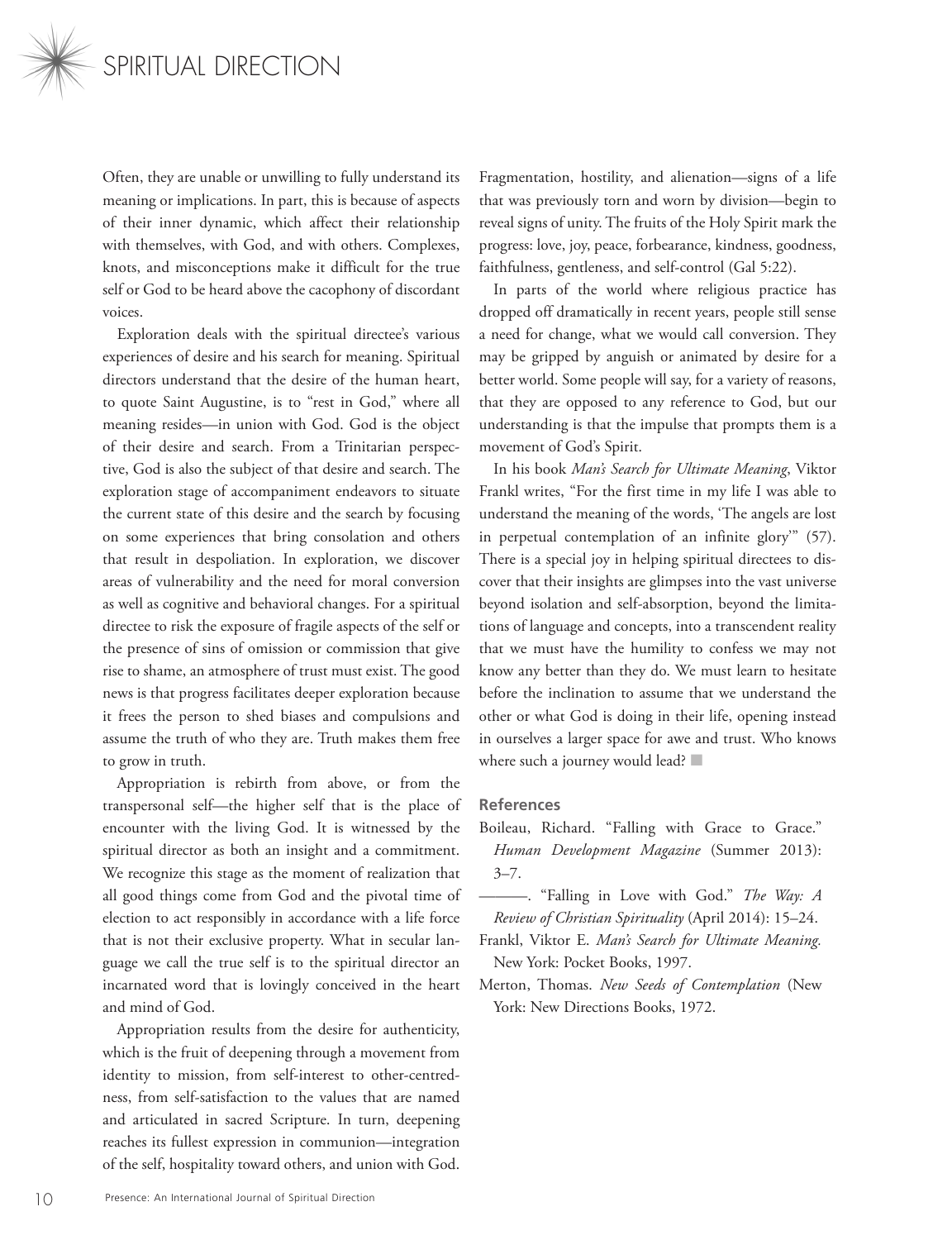Often, they are unable or unwilling to fully understand its meaning or implications. In part, this is because of aspects of their inner dynamic, which affect their relationship with themselves, with God, and with others. Complexes, knots, and misconceptions make it difficult for the true self or God to be heard above the cacophony of discordant voices.

Exploration deals with the spiritual directee's various experiences of desire and his search for meaning. Spiritual directors understand that the desire of the human heart, to quote Saint Augustine, is to "rest in God," where all meaning resides—in union with God. God is the object of their desire and search. From a Trinitarian perspective, God is also the subject of that desire and search. The exploration stage of accompaniment endeavors to situate the current state of this desire and the search by focusing on some experiences that bring consolation and others that result in despoliation. In exploration, we discover areas of vulnerability and the need for moral conversion as well as cognitive and behavioral changes. For a spiritual directee to risk the exposure of fragile aspects of the self or the presence of sins of omission or commission that give rise to shame, an atmosphere of trust must exist. The good news is that progress facilitates deeper exploration because it frees the person to shed biases and compulsions and assume the truth of who they are. Truth makes them free to grow in truth.

Appropriation is rebirth from above, or from the transpersonal self—the higher self that is the place of encounter with the living God. It is witnessed by the spiritual director as both an insight and a commitment. We recognize this stage as the moment of realization that all good things come from God and the pivotal time of election to act responsibly in accordance with a life force that is not their exclusive property. What in secular language we call the true self is to the spiritual director an incarnated word that is lovingly conceived in the heart and mind of God.

Appropriation results from the desire for authenticity, which is the fruit of deepening through a movement from identity to mission, from self-interest to other-centredness, from self-satisfaction to the values that are named and articulated in sacred Scripture. In turn, deepening reaches its fullest expression in communion—integration of the self, hospitality toward others, and union with God. Fragmentation, hostility, and alienation—signs of a life that was previously torn and worn by division—begin to reveal signs of unity. The fruits of the Holy Spirit mark the progress: love, joy, peace, forbearance, kindness, goodness, faithfulness, gentleness, and self-control (Gal 5:22).

In parts of the world where religious practice has dropped off dramatically in recent years, people still sense a need for change, what we would call conversion. They may be gripped by anguish or animated by desire for a better world. Some people will say, for a variety of reasons, that they are opposed to any reference to God, but our understanding is that the impulse that prompts them is a movement of God's Spirit.

In his book *Man's Search for Ultimate Meaning*, Viktor Frankl writes, "For the first time in my life I was able to understand the meaning of the words, 'The angels are lost in perpetual contemplation of an infinite glory'" (57). There is a special joy in helping spiritual directees to discover that their insights are glimpses into the vast universe beyond isolation and self-absorption, beyond the limitations of language and concepts, into a transcendent reality that we must have the humility to confess we may not know any better than they do. We must learn to hesitate before the inclination to assume that we understand the other or what God is doing in their life, opening instead in ourselves a larger space for awe and trust. Who knows where such a journey would lead? ■

### References

Boileau, Richard. "Falling with Grace to Grace." *Human Development Magazine* (Summer 2013): 3–7.

———. "Falling in Love with God." *The Way: A Review of Christian Spirituality* (April 2014): 15–24.

Frankl, Viktor E. *Man's Search for Ultimate Meaning.* New York: Pocket Books, 1997.

Merton, Thomas. *New Seeds of Contemplation* (New York: New Directions Books, 1972.